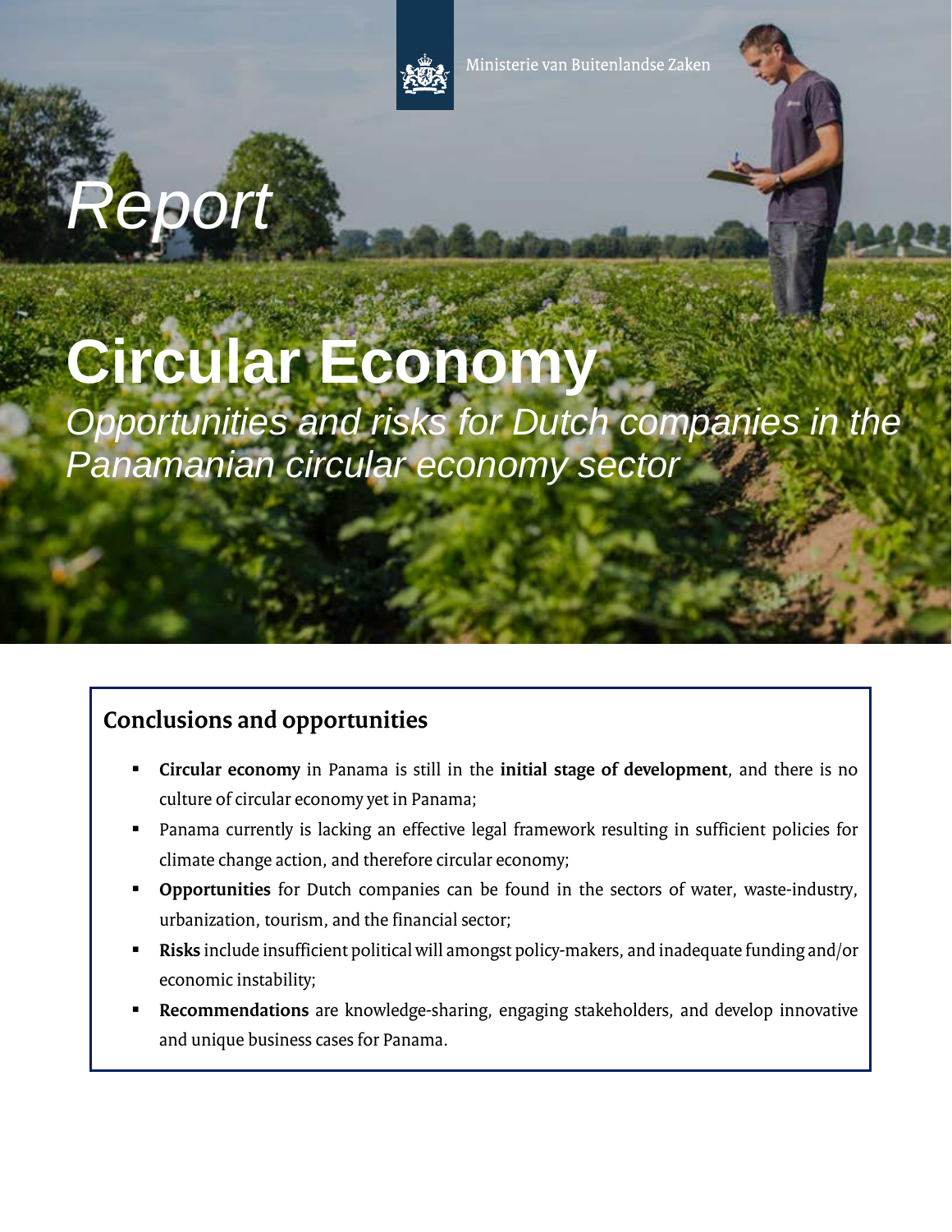Ministerie van Buitenlandse Zaken

*Report*

# Circular Economy

*Opportunities and risks for Dutch companies in the Panamanian circular economy sector*

## Conclusions and opportunities

- **Circular economy** in Panama is still in the **initial stage of development**, and there is no culture of circular economy yet in Panama;
- Panama currently is lacking an effective legal framework resulting in sufficient policies for climate change action, and therefore circular economy;
- **Opportunities** for Dutch companies can be found in the sectors of water, waste-industry, urbanization, tourism, and the financial sector;
- **Risks** include insufficient political will amongst policy-makers, and inadequate funding and/or economic instability;
- **Recommendations** are knowledge-sharing, engaging stakeholders, and develop innovative and unique business cases for Panama.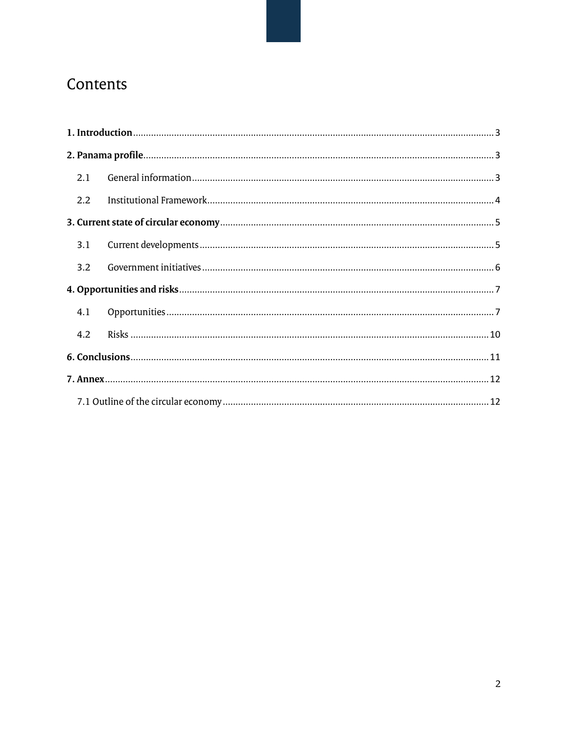# Contents

**1. Introduction** ........ 3

**2. Panama profile** ........ 3

- 2.1 General information ........ 3
- 2.2 Institutional Framework ........ 4

**3. Current state of circular economy** ........ 5

- 3.1 Current developments ........ 5
- 3.2 Government initiatives ........ 6

**4. Opportunities and risks** ........ 7

- 4.1 Opportunities ........ 7
- 4.2 Risks ........ 10

**6. Conclusions** ........ 11

**7. Annex** ........ 12

- 7.1 Outline of the circular economy ........ 12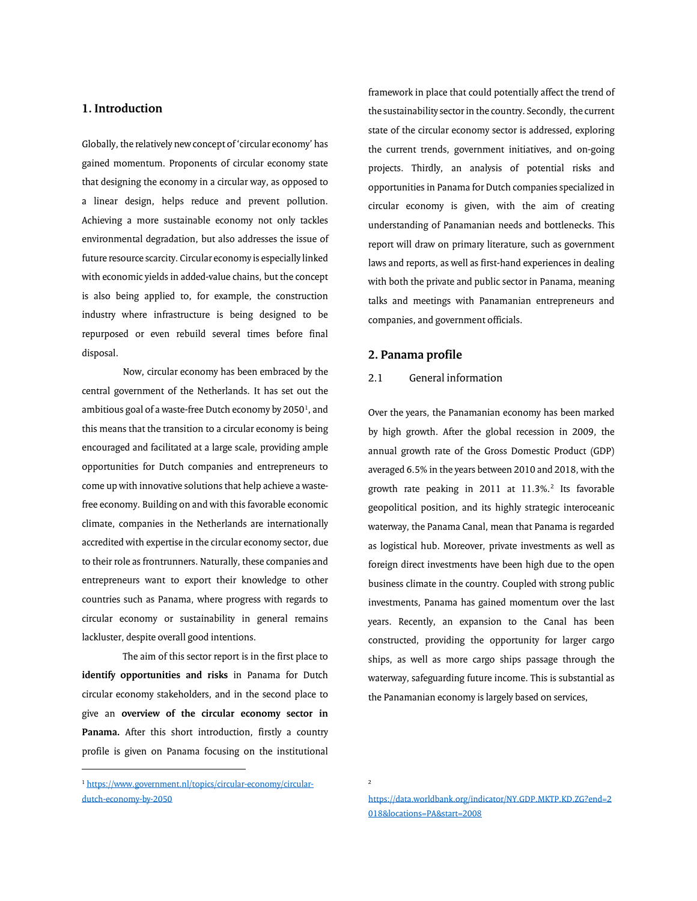## 1. Introduction

Globally, the relatively new concept of 'circular economy' has gained momentum. Proponents of circular economy state that designing the economy in a circular way, as opposed to a linear design, helps reduce and prevent pollution. Achieving a more sustainable economy not only tackles environmental degradation, but also addresses the issue of future resource scarcity. Circular economy is especially linked with economic yields in added-value chains, but the concept is also being applied to, for example, the construction industry where infrastructure is being designed to be repurposed or even rebuild several times before final disposal.

Now, circular economy has been embraced by the central government of the Netherlands. It has set out the ambitious goal of a waste-free Dutch economy by 2050[1], and this means that the transition to a circular economy is being encouraged and facilitated at a large scale, providing ample opportunities for Dutch companies and entrepreneurs to come up with innovative solutions that help achieve a waste-free economy. Building on and with this favorable economic climate, companies in the Netherlands are internationally accredited with expertise in the circular economy sector, due to their role as frontrunners. Naturally, these companies and entrepreneurs want to export their knowledge to other countries such as Panama, where progress with regards to circular economy or sustainability in general remains lackluster, despite overall good intentions.

The aim of this sector report is in the first place to **identify opportunities and risks** in Panama for Dutch circular economy stakeholders, and in the second place to give an **overview of the circular economy sector in Panama.** After this short introduction, firstly a country profile is given on Panama focusing on the institutional framework in place that could potentially affect the trend of the sustainability sector in the country. Secondly, the current state of the circular economy sector is addressed, exploring the current trends, government initiatives, and on-going projects. Thirdly, an analysis of potential risks and opportunities in Panama for Dutch companies specialized in circular economy is given, with the aim of creating understanding of Panamanian needs and bottlenecks. This report will draw on primary literature, such as government laws and reports, as well as first-hand experiences in dealing with both the private and public sector in Panama, meaning talks and meetings with Panamanian entrepreneurs and companies, and government officials.

## 2. Panama profile

### 2.1 General information

Over the years, the Panamanian economy has been marked by high growth. After the global recession in 2009, the annual growth rate of the Gross Domestic Product (GDP) averaged 6.5% in the years between 2010 and 2018, with the growth rate peaking in 2011 at 11.3%.[2] Its favorable geopolitical position, and its highly strategic interoceanic waterway, the Panama Canal, mean that Panama is regarded as logistical hub. Moreover, private investments as well as foreign direct investments have been high due to the open business climate in the country. Coupled with strong public investments, Panama has gained momentum over the last years. Recently, an expansion to the Canal has been constructed, providing the opportunity for larger cargo ships, as well as more cargo ships passage through the waterway, safeguarding future income. This is substantial as the Panamanian economy is largely based on services,

---

[1] https://www.government.nl/topics/circular-economy/circular-dutch-economy-by-2050

[2] https://data.worldbank.org/indicator/NY.GDP.MKTP.KD.ZG?end=2018&locations=PA&start=2008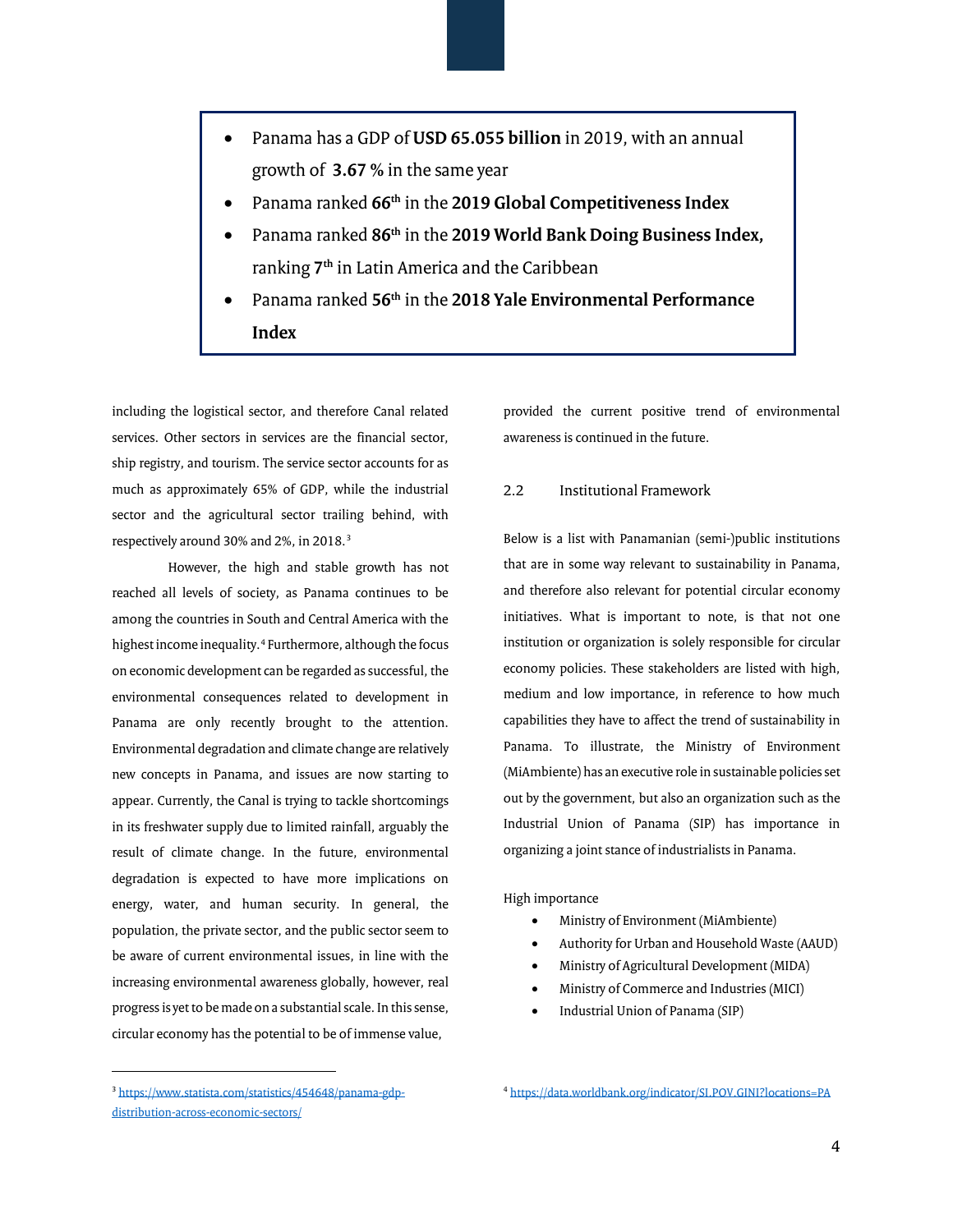- Panama has a GDP of **USD 65.055 billion** in 2019, with an annual growth of **3.67 %** in the same year
- Panama ranked **66th** in the **2019 Global Competitiveness Index**
- Panama ranked **86th** in the **2019 World Bank Doing Business Index,** ranking **7th** in Latin America and the Caribbean
- Panama ranked **56th** in the **2018 Yale Environmental Performance Index**

including the logistical sector, and therefore Canal related services. Other sectors in services are the financial sector, ship registry, and tourism. The service sector accounts for as much as approximately 65% of GDP, while the industrial sector and the agricultural sector trailing behind, with respectively around 30% and 2%, in 2018.[3]

However, the high and stable growth has not reached all levels of society, as Panama continues to be among the countries in South and Central America with the highest income inequality.[4] Furthermore, although the focus on economic development can be regarded as successful, the environmental consequences related to development in Panama are only recently brought to the attention. Environmental degradation and climate change are relatively new concepts in Panama, and issues are now starting to appear. Currently, the Canal is trying to tackle shortcomings in its freshwater supply due to limited rainfall, arguably the result of climate change. In the future, environmental degradation is expected to have more implications on energy, water, and human security. In general, the population, the private sector, and the public sector seem to be aware of current environmental issues, in line with the increasing environmental awareness globally, however, real progress is yet to be made on a substantial scale. In this sense, circular economy has the potential to be of immense value, provided the current positive trend of environmental awareness is continued in the future.

## 2.2 Institutional Framework

Below is a list with Panamanian (semi-)public institutions that are in some way relevant to sustainability in Panama, and therefore also relevant for potential circular economy initiatives. What is important to note, is that not one institution or organization is solely responsible for circular economy policies. These stakeholders are listed with high, medium and low importance, in reference to how much capabilities they have to affect the trend of sustainability in Panama. To illustrate, the Ministry of Environment (MiAmbiente) has an executive role in sustainable policies set out by the government, but also an organization such as the Industrial Union of Panama (SIP) has importance in organizing a joint stance of industrialists in Panama.

High importance

- Ministry of Environment (MiAmbiente)
- Authority for Urban and Household Waste (AAUD)
- Ministry of Agricultural Development (MIDA)
- Ministry of Commerce and Industries (MICI)
- Industrial Union of Panama (SIP)

---

[3] https://www.statista.com/statistics/454648/panama-gdp-distribution-across-economic-sectors/

[4] https://data.worldbank.org/indicator/SI.POV.GINI?locations=PA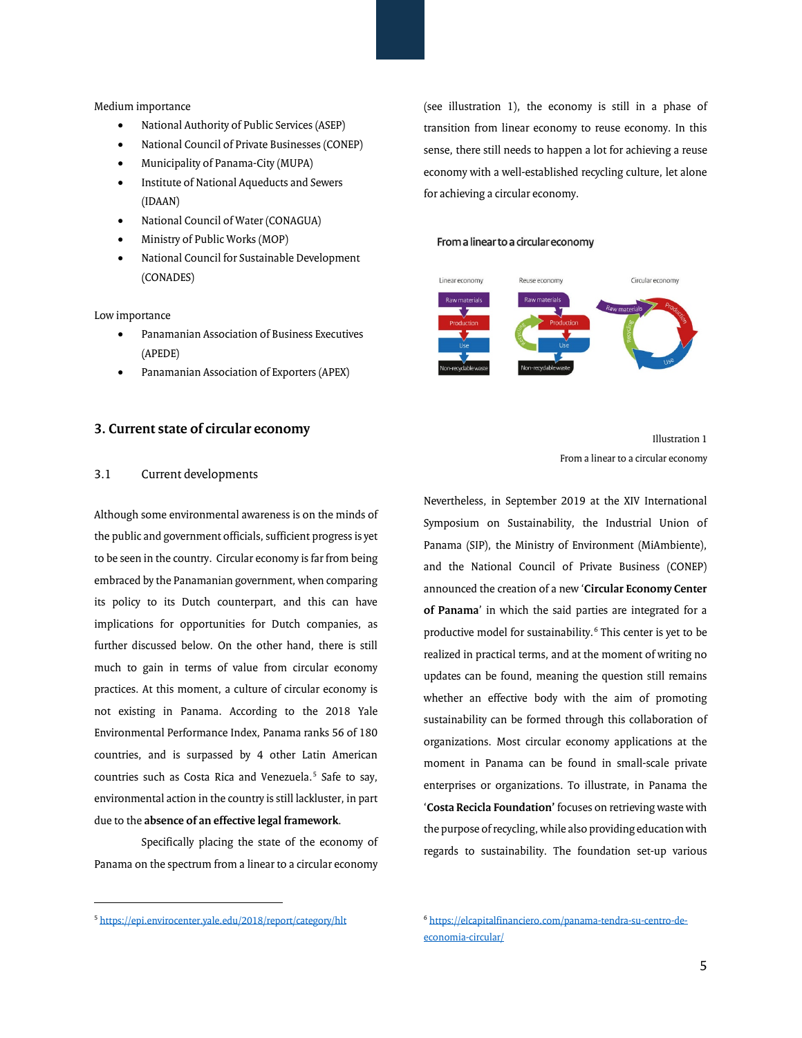Medium importance

- National Authority of Public Services (ASEP)
- National Council of Private Businesses (CONEP)
- Municipality of Panama-City (MUPA)
- Institute of National Aqueducts and Sewers (IDAAN)
- National Council of Water (CONAGUA)
- Ministry of Public Works (MOP)
- National Council for Sustainable Development (CONADES)

Low importance

- Panamanian Association of Business Executives (APEDE)
- Panamanian Association of Exporters (APEX)

## 3. Current state of circular economy

### 3.1 Current developments

Although some environmental awareness is on the minds of the public and government officials, sufficient progress is yet to be seen in the country. Circular economy is far from being embraced by the Panamanian government, when comparing its policy to its Dutch counterpart, and this can have implications for opportunities for Dutch companies, as further discussed below. On the other hand, there is still much to gain in terms of value from circular economy practices. At this moment, a culture of circular economy is not existing in Panama. According to the 2018 Yale Environmental Performance Index, Panama ranks 56 of 180 countries, and is surpassed by 4 other Latin American countries such as Costa Rica and Venezuela.[5] Safe to say, environmental action in the country is still lackluster, in part due to the **absence of an effective legal framework**.

Specifically placing the state of the economy of Panama on the spectrum from a linear to a circular economy (see illustration 1), the economy is still in a phase of transition from linear economy to reuse economy. In this sense, there still needs to happen a lot for achieving a reuse economy with a well-established recycling culture, let alone for achieving a circular economy.

From a linear to a circular economy

Linear economy: Raw materials → Production → Use → Non-recyclable waste

Reuse economy: Raw materials → Production → Use → Non-recyclable waste (with Recycling)

Circular economy: Raw materials → Production → Use → Recycling

Illustration 1
From a linear to a circular economy

Nevertheless, in September 2019 at the XIV International Symposium on Sustainability, the Industrial Union of Panama (SIP), the Ministry of Environment (MiAmbiente), and the National Council of Private Business (CONEP) announced the creation of a new '**Circular Economy Center of Panama**' in which the said parties are integrated for a productive model for sustainability.[6] This center is yet to be realized in practical terms, and at the moment of writing no updates can be found, meaning the question still remains whether an effective body with the aim of promoting sustainability can be formed through this collaboration of organizations. Most circular economy applications at the moment in Panama can be found in small-scale private enterprises or organizations. To illustrate, in Panama the '**Costa Recicla Foundation'** focuses on retrieving waste with the purpose of recycling, while also providing education with regards to sustainability. The foundation set-up various

---

[5] https://epi.envirocenter.yale.edu/2018/report/category/hlt

[6] https://elcapitalfinanciero.com/panama-tendra-su-centro-de-economia-circular/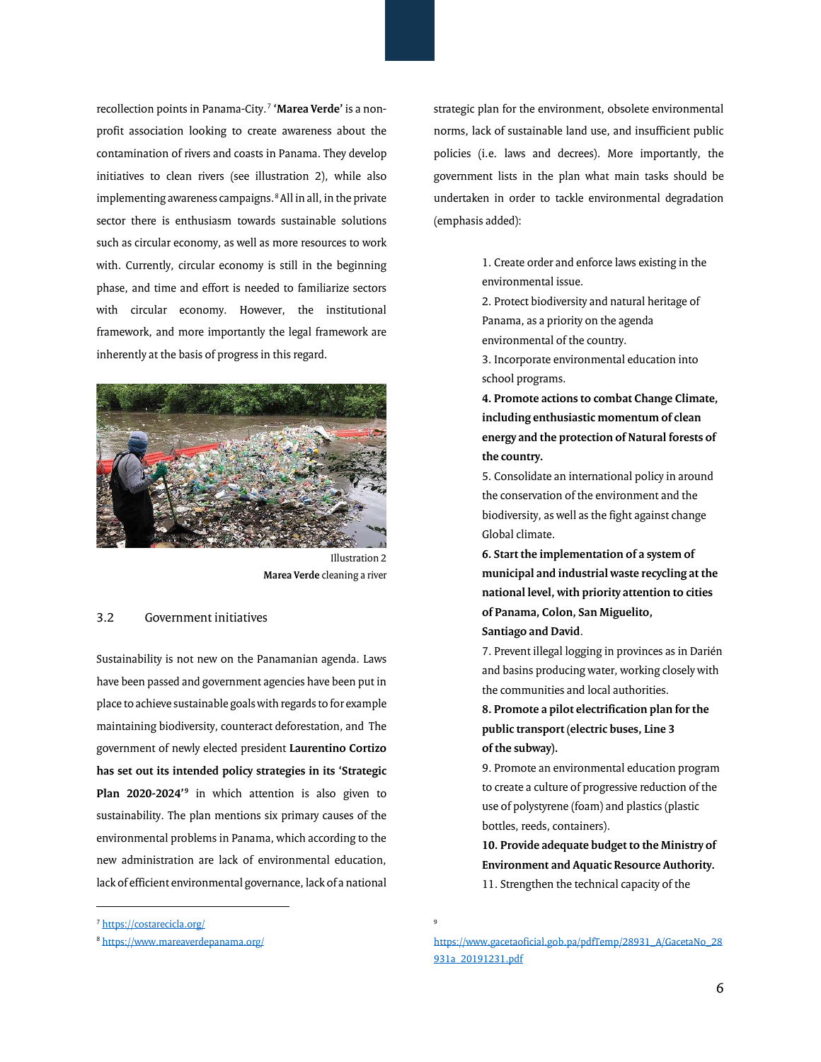recollection points in Panama-City.[7] **'Marea Verde'** is a non-profit association looking to create awareness about the contamination of rivers and coasts in Panama. They develop initiatives to clean rivers (see illustration 2), while also implementing awareness campaigns.[8] All in all, in the private sector there is enthusiasm towards sustainable solutions such as circular economy, as well as more resources to work with. Currently, circular economy is still in the beginning phase, and time and effort is needed to familiarize sectors with circular economy. However, the institutional framework, and more importantly the legal framework are inherently at the basis of progress in this regard.

Illustration 2
**Marea Verde** cleaning a river

### 3.2 Government initiatives

Sustainability is not new on the Panamanian agenda. Laws have been passed and government agencies have been put in place to achieve sustainable goals with regards to for example maintaining biodiversity, counteract deforestation, and The government of newly elected president **Laurentino Cortizo has set out its intended policy strategies in its 'Strategic Plan 2020-2024'**[9] in which attention is also given to sustainability. The plan mentions six primary causes of the environmental problems in Panama, which according to the new administration are lack of environmental education, lack of efficient environmental governance, lack of a national strategic plan for the environment, obsolete environmental norms, lack of sustainable land use, and insufficient public policies (i.e. laws and decrees). More importantly, the government lists in the plan what main tasks should be undertaken in order to tackle environmental degradation (emphasis added):

> 1. Create order and enforce laws existing in the environmental issue.
> 2. Protect biodiversity and natural heritage of Panama, as a priority on the agenda environmental of the country.
> 3. Incorporate environmental education into school programs.
> **4. Promote actions to combat Change Climate, including enthusiastic momentum of clean energy and the protection of Natural forests of the country.**
> 5. Consolidate an international policy in around the conservation of the environment and the biodiversity, as well as the fight against change Global climate.
> **6. Start the implementation of a system of municipal and industrial waste recycling at the national level, with priority attention to cities of Panama, Colon, San Miguelito, Santiago and David**.
> 7. Prevent illegal logging in provinces as in Darién and basins producing water, working closely with the communities and local authorities.
> **8. Promote a pilot electrification plan for the public transport** (**electric buses, Line 3 of the subway).**
> 9. Promote an environmental education program to create a culture of progressive reduction of the use of polystyrene (foam) and plastics (plastic bottles, reeds, containers).
> **10. Provide adequate budget to the Ministry of Environment and Aquatic Resource Authority.**
> 11. Strengthen the technical capacity of the

---

[7] https://costarecicla.org/

[8] https://www.mareaverdepanama.org/

[9] https://www.gacetaoficial.gob.pa/pdfTemp/28931_A/GacetaNo_28931a_20191231.pdf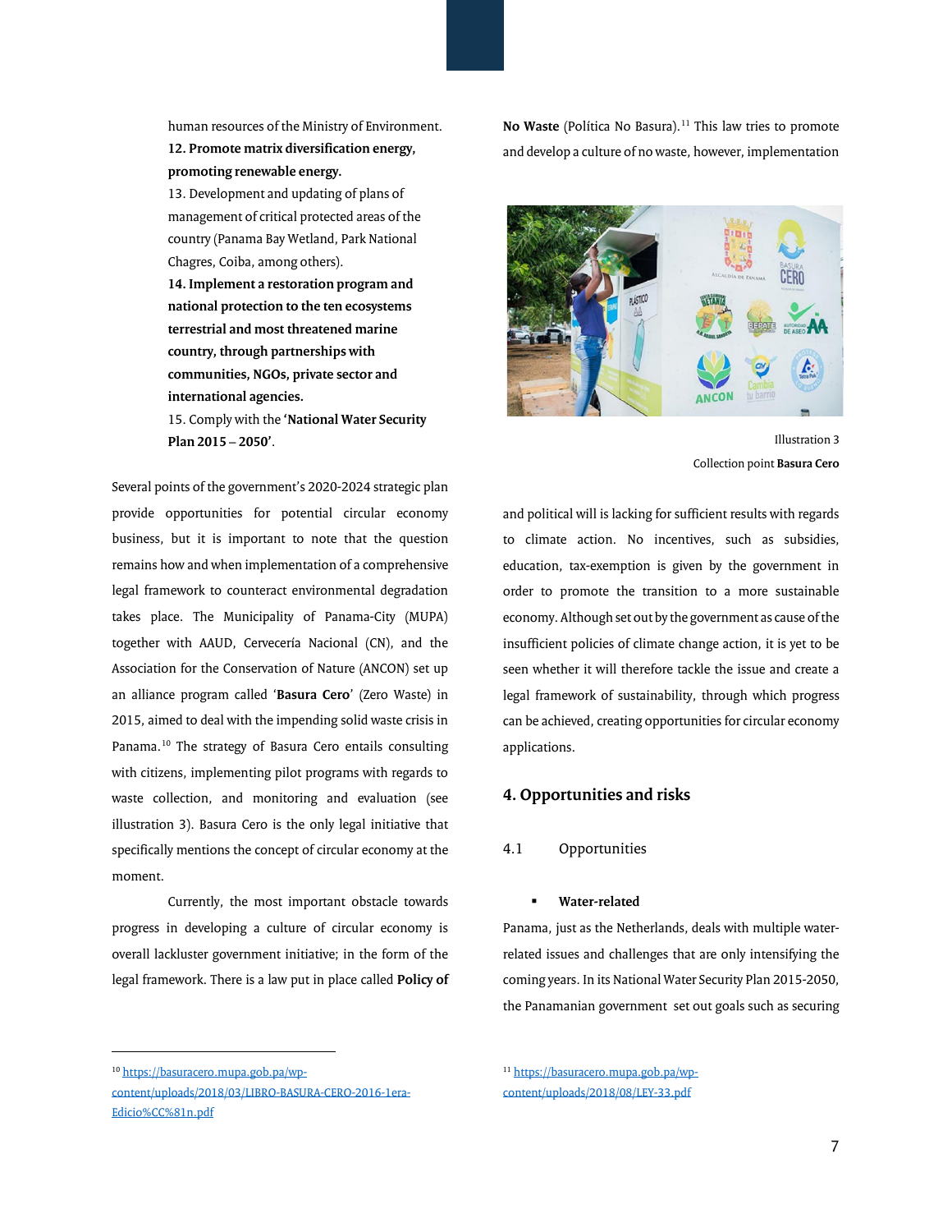human resources of the Ministry of Environment.

**12. Promote matrix diversification energy, promoting renewable energy.**

13. Development and updating of plans of management of critical protected areas of the country (Panama Bay Wetland, Park National Chagres, Coiba, among others).

**14. Implement a restoration program and national protection to the ten ecosystems terrestrial and most threatened marine country, through partnerships with communities, NGOs, private sector and international agencies.**

15. Comply with the '**National Water Security Plan 2015 – 2050**'.

Several points of the government's 2020-2024 strategic plan provide opportunities for potential circular economy business, but it is important to note that the question remains how and when implementation of a comprehensive legal framework to counteract environmental degradation takes place. The Municipality of Panama-City (MUPA) together with AAUD, Cervecería Nacional (CN), and the Association for the Conservation of Nature (ANCON) set up an alliance program called '**Basura Cero**' (Zero Waste) in 2015, aimed to deal with the impending solid waste crisis in Panama.[10] The strategy of Basura Cero entails consulting with citizens, implementing pilot programs with regards to waste collection, and monitoring and evaluation (see illustration 3). Basura Cero is the only legal initiative that specifically mentions the concept of circular economy at the moment.

Currently, the most important obstacle towards progress in developing a culture of circular economy is overall lackluster government initiative; in the form of the legal framework. There is a law put in place called **Policy of No Waste** (Política No Basura).[11] This law tries to promote and develop a culture of no waste, however, implementation

Illustration 3

Collection point **Basura Cero**

and political will is lacking for sufficient results with regards to climate action. No incentives, such as subsidies, education, tax-exemption is given by the government in order to promote the transition to a more sustainable economy. Although set out by the government as cause of the insufficient policies of climate change action, it is yet to be seen whether it will therefore tackle the issue and create a legal framework of sustainability, through which progress can be achieved, creating opportunities for circular economy applications.

## 4. Opportunities and risks

### 4.1 Opportunities

- **Water-related**

Panama, just as the Netherlands, deals with multiple water-related issues and challenges that are only intensifying the coming years. In its National Water Security Plan 2015-2050, the Panamanian government set out goals such as securing

---

[10] https://basuracero.mupa.gob.pa/wp-content/uploads/2018/03/LIBRO-BASURA-CERO-2016-1era-Edicio%CC%81n.pdf

[11] https://basuracero.mupa.gob.pa/wp-content/uploads/2018/08/LEY-33.pdf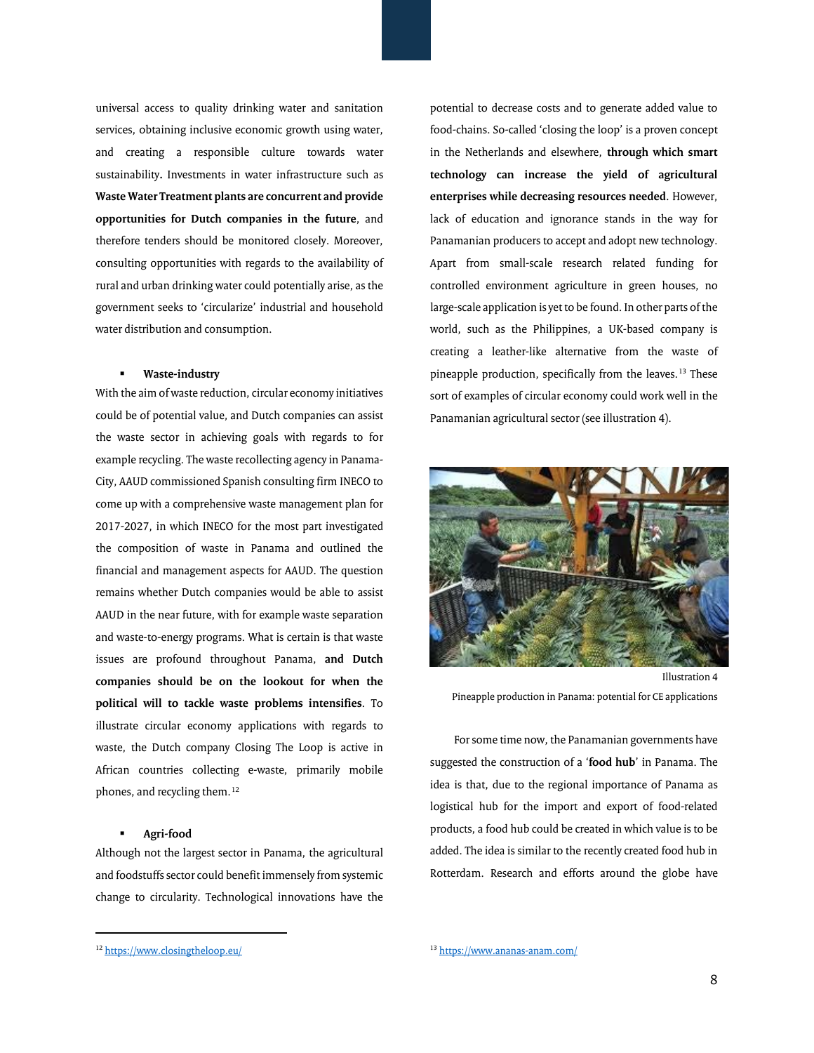universal access to quality drinking water and sanitation services, obtaining inclusive economic growth using water, and creating a responsible culture towards water sustainability. Investments in water infrastructure such as **Waste Water Treatment plants are concurrent and provide opportunities for Dutch companies in the future**, and therefore tenders should be monitored closely. Moreover, consulting opportunities with regards to the availability of rural and urban drinking water could potentially arise, as the government seeks to 'circularize' industrial and household water distribution and consumption.

- **Waste-industry**

With the aim of waste reduction, circular economy initiatives could be of potential value, and Dutch companies can assist the waste sector in achieving goals with regards to for example recycling. The waste recollecting agency in Panama-City, AAUD commissioned Spanish consulting firm INECO to come up with a comprehensive waste management plan for 2017-2027, in which INECO for the most part investigated the composition of waste in Panama and outlined the financial and management aspects for AAUD. The question remains whether Dutch companies would be able to assist AAUD in the near future, with for example waste separation and waste-to-energy programs. What is certain is that waste issues are profound throughout Panama, **and Dutch companies should be on the lookout for when the political will to tackle waste problems intensifies**. To illustrate circular economy applications with regards to waste, the Dutch company Closing The Loop is active in African countries collecting e-waste, primarily mobile phones, and recycling them.[12]

- **Agri-food**

Although not the largest sector in Panama, the agricultural and foodstuffs sector could benefit immensely from systemic change to circularity. Technological innovations have the potential to decrease costs and to generate added value to food-chains. So-called 'closing the loop' is a proven concept in the Netherlands and elsewhere, **through which smart technology can increase the yield of agricultural enterprises while decreasing resources needed**. However, lack of education and ignorance stands in the way for Panamanian producers to accept and adopt new technology. Apart from small-scale research related funding for controlled environment agriculture in green houses, no large-scale application is yet to be found. In other parts of the world, such as the Philippines, a UK-based company is creating a leather-like alternative from the waste of pineapple production, specifically from the leaves.[13] These sort of examples of circular economy could work well in the Panamanian agricultural sector (see illustration 4).

Illustration 4

Pineapple production in Panama: potential for CE applications

For some time now, the Panamanian governments have suggested the construction of a '**food hub**' in Panama. The idea is that, due to the regional importance of Panama as logistical hub for the import and export of food-related products, a food hub could be created in which value is to be added. The idea is similar to the recently created food hub in Rotterdam. Research and efforts around the globe have

---

[12] https://www.closingtheloop.eu/

[13] https://www.ananas-anam.com/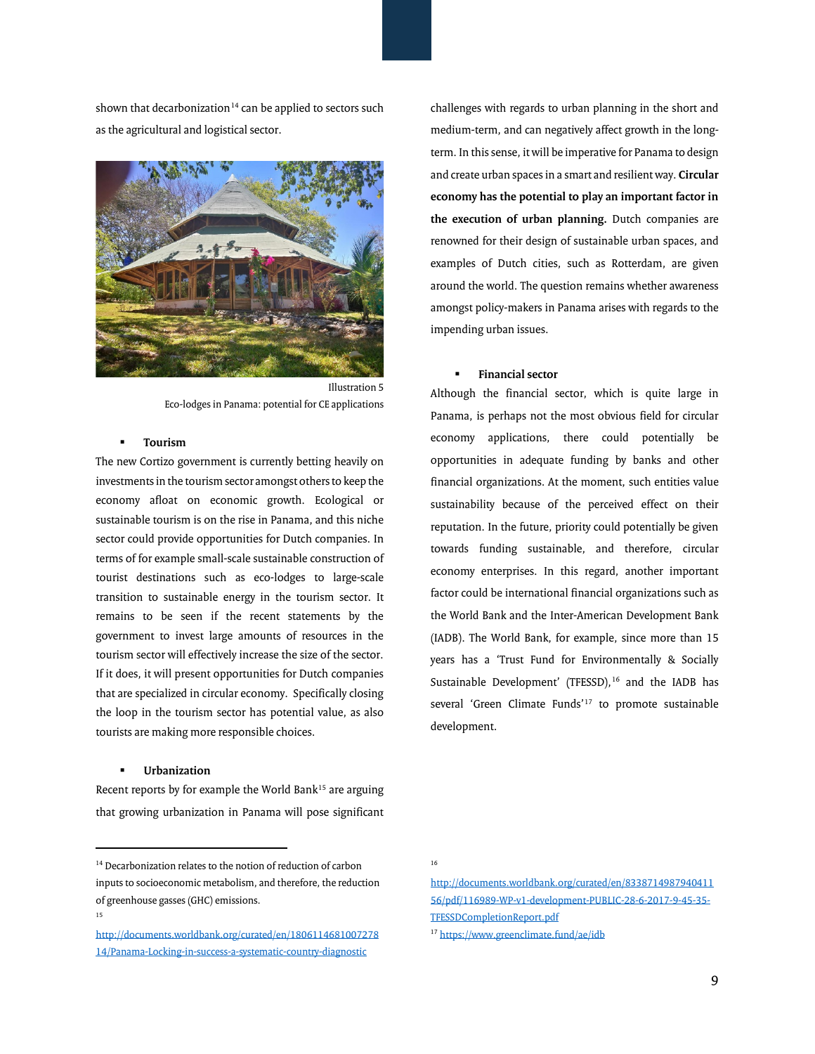shown that decarbonization[14] can be applied to sectors such as the agricultural and logistical sector.

Illustration 5
Eco-lodges in Panama: potential for CE applications

- **Tourism**

The new Cortizo government is currently betting heavily on investments in the tourism sector amongst others to keep the economy afloat on economic growth. Ecological or sustainable tourism is on the rise in Panama, and this niche sector could provide opportunities for Dutch companies. In terms of for example small-scale sustainable construction of tourist destinations such as eco-lodges to large-scale transition to sustainable energy in the tourism sector. It remains to be seen if the recent statements by the government to invest large amounts of resources in the tourism sector will effectively increase the size of the sector. If it does, it will present opportunities for Dutch companies that are specialized in circular economy. Specifically closing the loop in the tourism sector has potential value, as also tourists are making more responsible choices.

- **Urbanization**

Recent reports by for example the World Bank[15] are arguing that growing urbanization in Panama will pose significant challenges with regards to urban planning in the short and medium-term, and can negatively affect growth in the long-term. In this sense, it will be imperative for Panama to design and create urban spaces in a smart and resilient way. **Circular economy has the potential to play an important factor in the execution of urban planning.** Dutch companies are renowned for their design of sustainable urban spaces, and examples of Dutch cities, such as Rotterdam, are given around the world. The question remains whether awareness amongst policy-makers in Panama arises with regards to the impending urban issues.

- **Financial sector**

Although the financial sector, which is quite large in Panama, is perhaps not the most obvious field for circular economy applications, there could potentially be opportunities in adequate funding by banks and other financial organizations. At the moment, such entities value sustainability because of the perceived effect on their reputation. In the future, priority could potentially be given towards funding sustainable, and therefore, circular economy enterprises. In this regard, another important factor could be international financial organizations such as the World Bank and the Inter-American Development Bank (IADB). The World Bank, for example, since more than 15 years has a 'Trust Fund for Environmentally & Socially Sustainable Development' (TFESSD),[16] and the IADB has several 'Green Climate Funds'[17] to promote sustainable development.

---

[14] Decarbonization relates to the notion of reduction of carbon inputs to socioeconomic metabolism, and therefore, the reduction of greenhouse gasses (GHC) emissions.

[15] http://documents.worldbank.org/curated/en/180611468100727814/Panama-Locking-in-success-a-systematic-country-diagnostic

[16] http://documents.worldbank.org/curated/en/833871498794041156/pdf/116989-WP-v1-development-PUBLIC-28-6-2017-9-45-35-TFESSDCompletionReport.pdf

[17] https://www.greenclimate.fund/ae/idb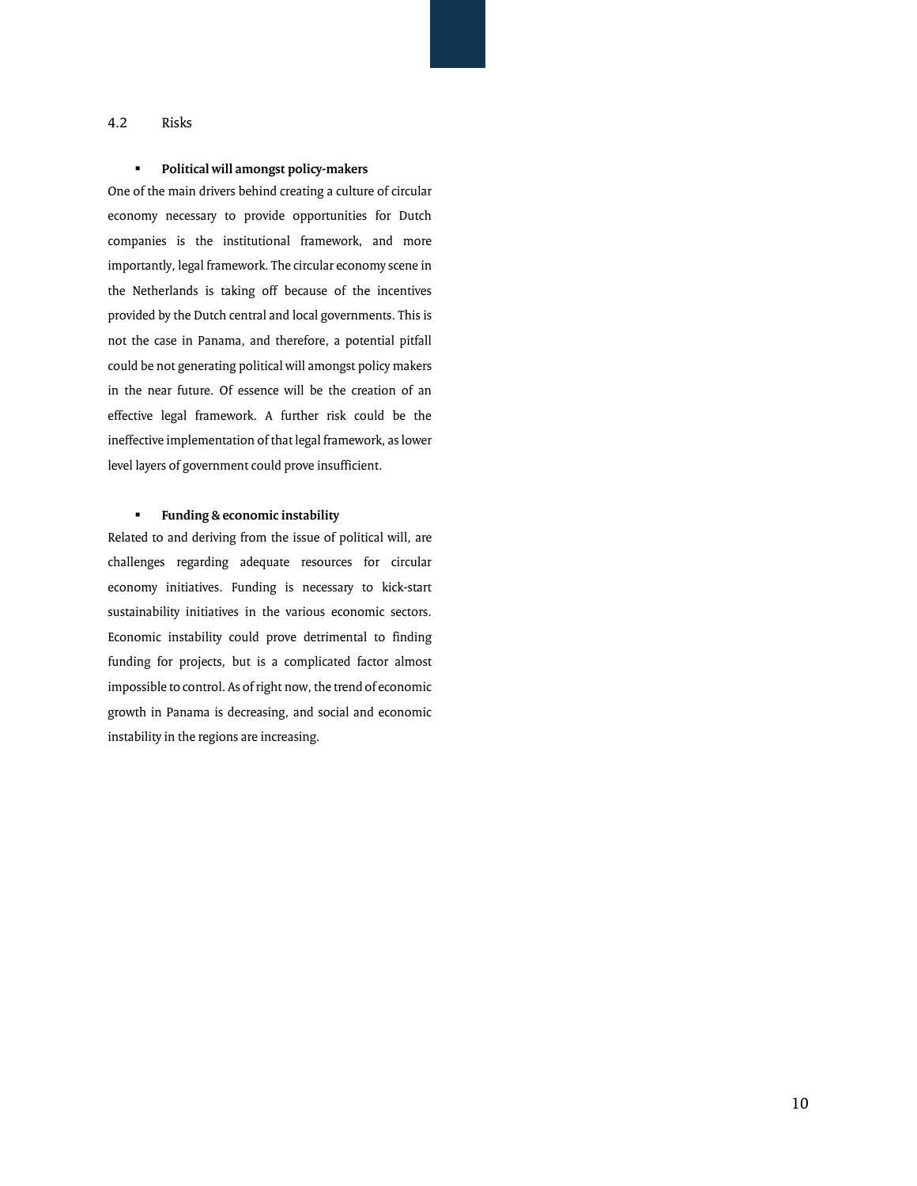## 4.2 Risks

- **Political will amongst policy-makers**

One of the main drivers behind creating a culture of circular economy necessary to provide opportunities for Dutch companies is the institutional framework, and more importantly, legal framework. The circular economy scene in the Netherlands is taking off because of the incentives provided by the Dutch central and local governments. This is not the case in Panama, and therefore, a potential pitfall could be not generating political will amongst policy makers in the near future. Of essence will be the creation of an effective legal framework. A further risk could be the ineffective implementation of that legal framework, as lower level layers of government could prove insufficient.

- **Funding & economic instability**

Related to and deriving from the issue of political will, are challenges regarding adequate resources for circular economy initiatives. Funding is necessary to kick-start sustainability initiatives in the various economic sectors. Economic instability could prove detrimental to finding funding for projects, but is a complicated factor almost impossible to control. As of right now, the trend of economic growth in Panama is decreasing, and social and economic instability in the regions are increasing.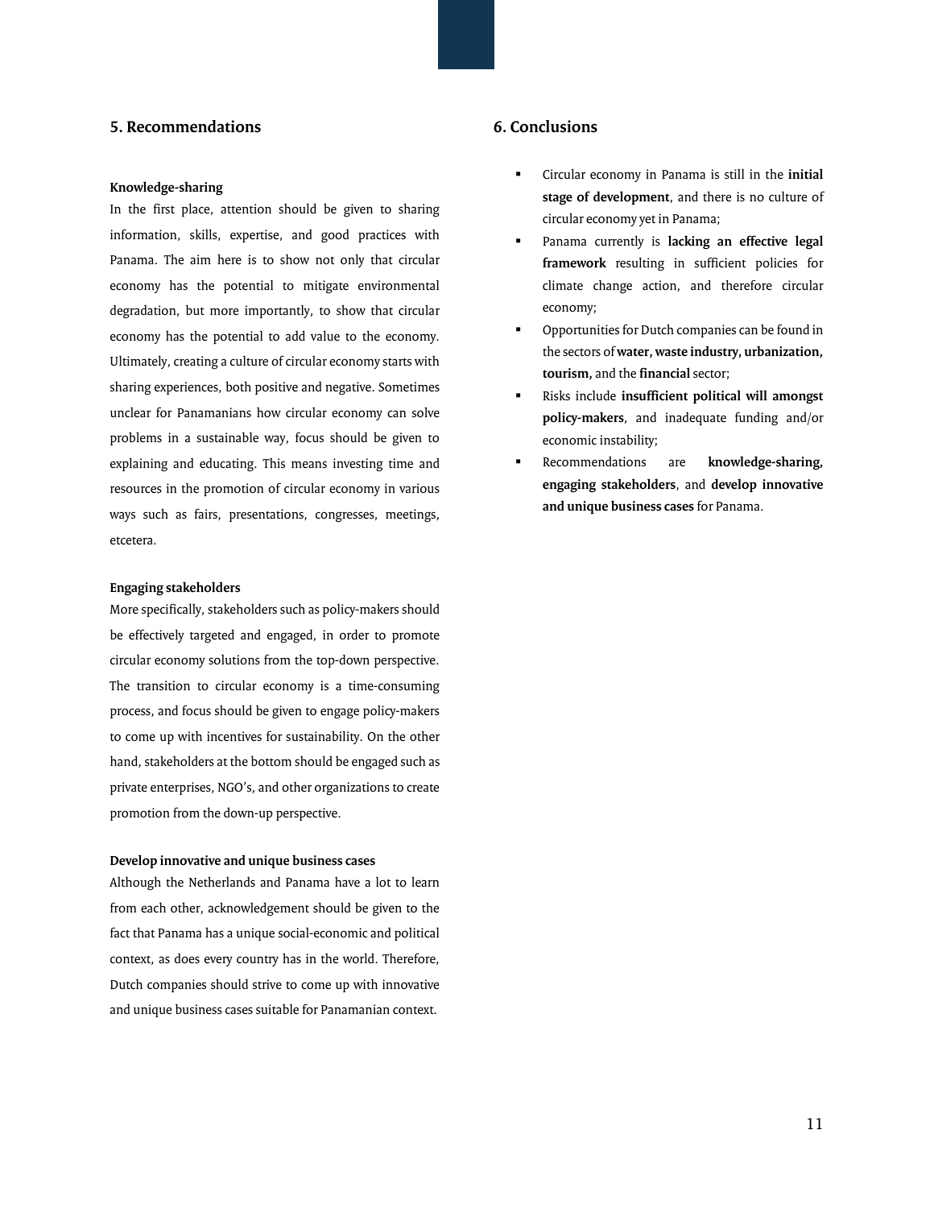## 5. Recommendations

**Knowledge-sharing**

In the first place, attention should be given to sharing information, skills, expertise, and good practices with Panama. The aim here is to show not only that circular economy has the potential to mitigate environmental degradation, but more importantly, to show that circular economy has the potential to add value to the economy. Ultimately, creating a culture of circular economy starts with sharing experiences, both positive and negative. Sometimes unclear for Panamanians how circular economy can solve problems in a sustainable way, focus should be given to explaining and educating. This means investing time and resources in the promotion of circular economy in various ways such as fairs, presentations, congresses, meetings, etcetera.

**Engaging stakeholders**

More specifically, stakeholders such as policy-makers should be effectively targeted and engaged, in order to promote circular economy solutions from the top-down perspective. The transition to circular economy is a time-consuming process, and focus should be given to engage policy-makers to come up with incentives for sustainability. On the other hand, stakeholders at the bottom should be engaged such as private enterprises, NGO's, and other organizations to create promotion from the down-up perspective.

**Develop innovative and unique business cases**

Although the Netherlands and Panama have a lot to learn from each other, acknowledgement should be given to the fact that Panama has a unique social-economic and political context, as does every country has in the world. Therefore, Dutch companies should strive to come up with innovative and unique business cases suitable for Panamanian context.

## 6. Conclusions

- Circular economy in Panama is still in the **initial stage of development**, and there is no culture of circular economy yet in Panama;
- Panama currently is **lacking an effective legal framework** resulting in sufficient policies for climate change action, and therefore circular economy;
- Opportunities for Dutch companies can be found in the sectors of **water, waste industry, urbanization, tourism,** and the **financial** sector;
- Risks include **insufficient political will amongst policy-makers**, and inadequate funding and/or economic instability;
- Recommendations are **knowledge-sharing, engaging stakeholders**, and **develop innovative and unique business cases** for Panama.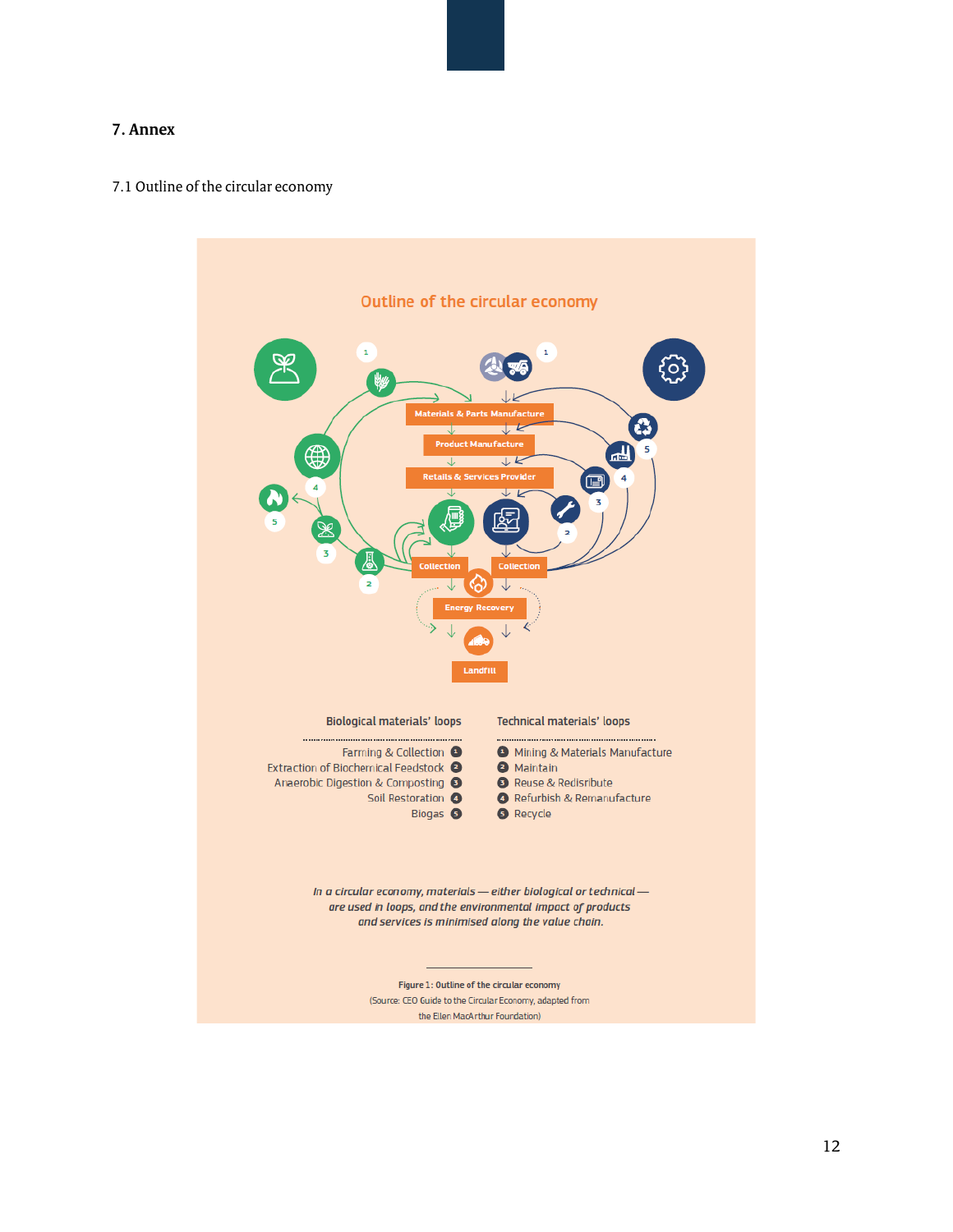## 7. Annex

### 7.1 Outline of the circular economy

**Outline of the circular economy**

Materials & Parts Manufacture

Product Manufacture

Retails & Services Provider

Collection

Collection

Energy Recovery

Landfill

**Biological materials' loops**

1. Farming & Collection
2. Extraction of Biochemical Feedstock
3. Anaerobic Digestion & Composting
4. Soil Restoration
5. Biogas

**Technical materials' loops**

1. Mining & Materials Manufacture
2. Maintain
3. Reuse & Redisribute
4. Refurbish & Remanufacture
5. Recycle

*In a circular economy, materials — either biological or technical — are used in loops, and the environmental impact of products and services is minimised along the value chain.*

**Figure 1: Outline of the circular economy**
(Source: CEO Guide to the Circular Economy, adapted from the Ellen MacArthur Foundation)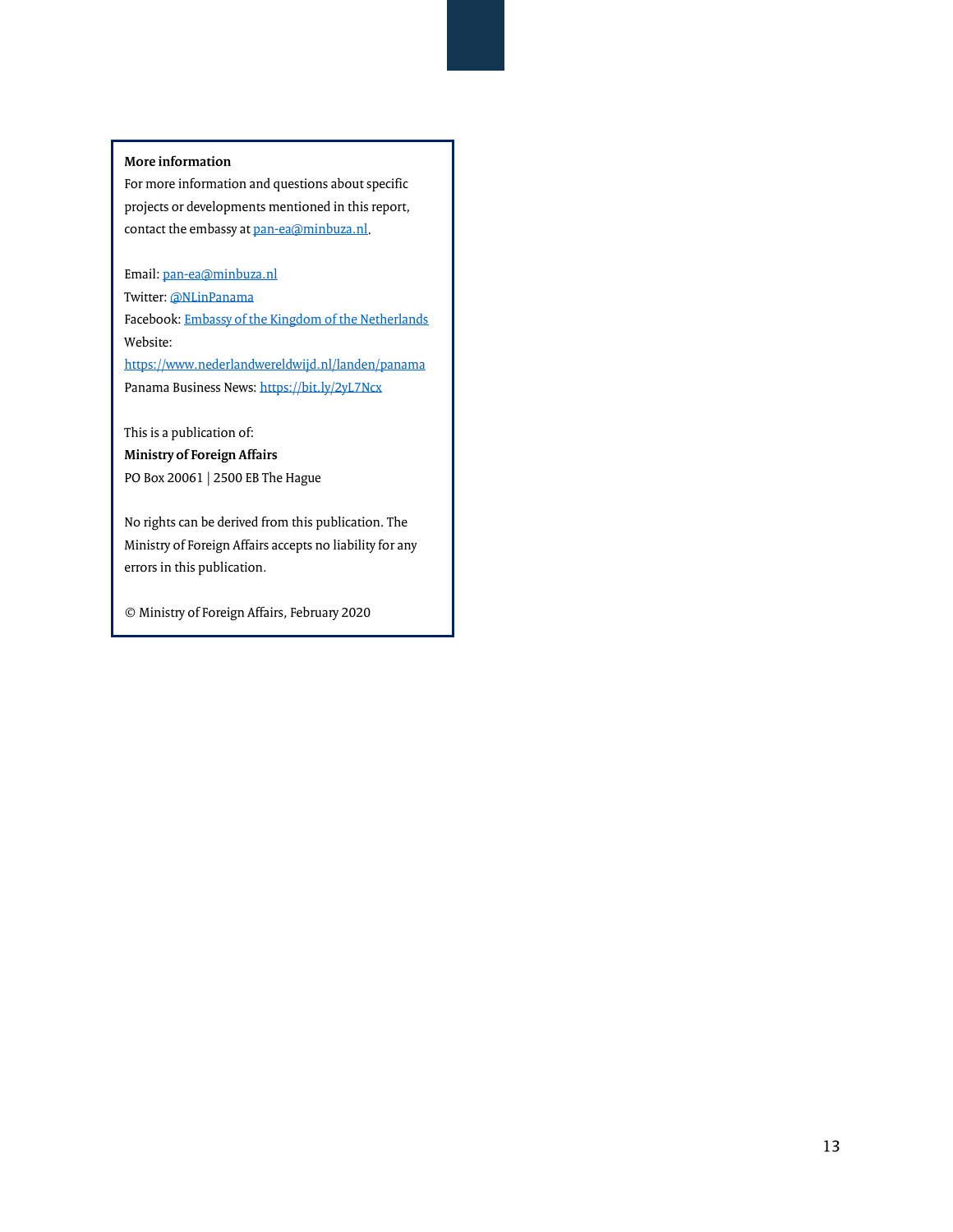**More information**

For more information and questions about specific projects or developments mentioned in this report, contact the embassy at pan-ea@minbuza.nl.

Email: pan-ea@minbuza.nl
Twitter: @NLinPanama
Facebook: Embassy of the Kingdom of the Netherlands
Website:
https://www.nederlandwereldwijd.nl/landen/panama
Panama Business News: https://bit.ly/2yL7Ncx

This is a publication of:
**Ministry of Foreign Affairs**
PO Box 20061 | 2500 EB The Hague

No rights can be derived from this publication. The Ministry of Foreign Affairs accepts no liability for any errors in this publication.

© Ministry of Foreign Affairs, February 2020